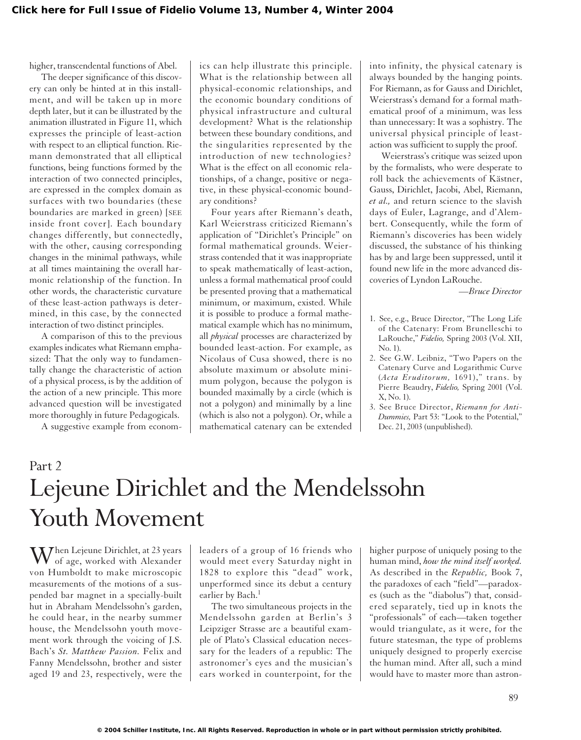higher, transcendental functions of Abel.

The deeper significance of this discovery can only be hinted at in this installment, and will be taken up in more depth later, but it can be illustrated by the animation illustrated in Figure 11, which expresses the principle of least-action with respect to an elliptical function. Riemann demonstrated that all elliptical functions, being functions formed by the interaction of two connected principles, are expressed in the complex domain as surfaces with two boundaries (these boundaries are marked in green) [SEE inside front cover]. Each boundary changes differently, but connectedly, with the other, causing corresponding changes in the minimal pathways, while at all times maintaining the overall harmonic relationship of the function. In other words, the characteristic curvature of these least-action pathways is determined, in this case, by the connected interaction of two distinct principles.

A comparison of this to the previous examples indicates what Riemann emphasized: That the only way to fundamentally change the characteristic of action of a physical process, is by the addition of the action of a new principle. This more advanced question will be investigated more thoroughly in future Pedagogicals.

A suggestive example from economics can help illustrate this principle. What is the relationship between all physical-economic relationships, and the economic boundary conditions of physical infrastructure and cultural development? What is the relationship between these boundary conditions, and the singularities represented by the introduction of new technologies? What is the effect on all economic relationships, of a change, positive or negative, in these physical-economic boundary conditions?

Four years after Riemann's death, Karl Weierstrass criticized Riemann's application of "Dirichlet's Principle" on formal mathematical grounds. Weierstrass contended that it was inappropriate to speak mathematically of least-action, unless a formal mathematical proof could be presented proving that a mathematical minimum, or maximum, existed. While it is possible to produce a formal mathematical example which has no minimum, all *physical* processes are characterized by bounded least-action. For example, as Nicolaus of Cusa showed, there is no absolute maximum or absolute minimum polygon, because the polygon is bounded maximally by a circle (which is not a polygon) and minimally by a line (which is also not a polygon). Or, while a mathematical catenary can be extended into infinity, the physical catenary is always bounded by the hanging points. For Riemann, as for Gauss and Dirichlet, Weierstrass's demand for a formal mathematical proof of a minimum, was less than unnecessary: It was a sophistry. The universal physical principle of least-action was sufficient to supply the proof.

Weierstrass's critique was seized upon by the formalists, who were desperate to roll back the achievements of Kästner, Gauss, Dirichlet, Jacobi, Abel, Riemann, *et al.,* and return science to the slavish days of Euler, Lagrange, and d'Alembert. Consequently, while the form of Riemann's discoveries has been widely discussed, the substance of his thinking has by and large been suppressed, until it found new life in the more advanced discoveries of Lyndon LaRouche.

—*Bruce Director*

1. See, e.g., Bruce Director, "The Long Life of the Catenary: From Brunelleschi to LaRouche," *Fidelio,* Spring 2003 (Vol. XII, No. 1).
2. See G.W. Leibniz, "Two Papers on the Catenary Curve and Logarithmic Curve (*Acta Eruditorum,* 1691)," trans. by Pierre Beaudry, *Fidelio,* Spring 2001 (Vol. X, No. 1).
3. See Bruce Director, *Riemann for Anti-Dummies,* Part 53: "Look to the Potential," Dec. 21, 2003 (unpublished).

## Part 2

# Lejeune Dirichlet and the Mendelssohn Youth Movement

When Lejeune Dirichlet, at 23 years of age, worked with Alexander von Humboldt to make microscopic measurements of the motions of a suspended bar magnet in a specially-built hut in Abraham Mendelssohn's garden, he could hear, in the nearby summer house, the Mendelssohn youth movement work through the voicing of J.S. Bach's *St. Matthew Passion.* Felix and Fanny Mendelssohn, brother and sister aged 19 and 23, respectively, were the leaders of a group of 16 friends who would meet every Saturday night in 1828 to explore this "dead" work, unperformed since its debut a century earlier by Bach.[1]

The two simultaneous projects in the Mendelssohn garden at Berlin's 3 Leipziger Strasse are a beautiful example of Plato's Classical education necessary for the leaders of a republic: The astronomer's eyes and the musician's ears worked in counterpoint, for the higher purpose of uniquely posing to the human mind, *how the mind itself worked.* As described in the *Republic,* Book 7, the paradoxes of each "field"—paradoxes (such as the "diabolus") that, considered separately, tied up in knots the "professionals" of each—taken together would triangulate, as it were, for the future statesman, the type of problems uniquely designed to properly exercise the human mind. After all, such a mind would have to master more than astron-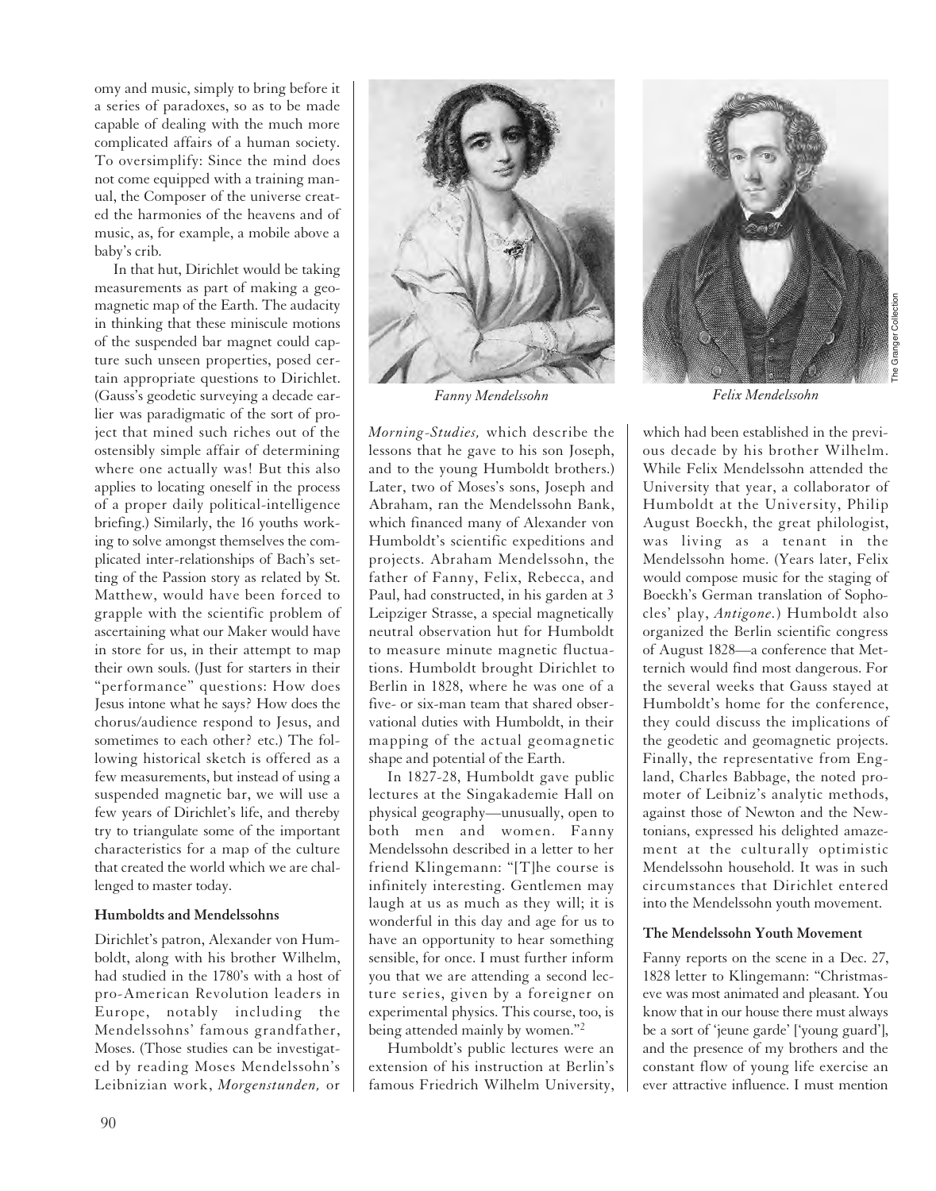omy and music, simply to bring before it a series of paradoxes, so as to be made capable of dealing with the much more complicated affairs of a human society. To oversimplify: Since the mind does not come equipped with a training manual, the Composer of the universe created the harmonies of the heavens and of music, as, for example, a mobile above a baby's crib.

In that hut, Dirichlet would be taking measurements as part of making a geomagnetic map of the Earth. The audacity in thinking that these miniscule motions of the suspended bar magnet could capture such unseen properties, posed certain appropriate questions to Dirichlet. (Gauss's geodetic surveying a decade earlier was paradigmatic of the sort of project that mined such riches out of the ostensibly simple affair of determining where one actually was! But this also applies to locating oneself in the process of a proper daily political-intelligence briefing.) Similarly, the 16 youths working to solve amongst themselves the complicated inter-relationships of Bach's setting of the Passion story as related by St. Matthew, would have been forced to grapple with the scientific problem of ascertaining what our Maker would have in store for us, in their attempt to map their own souls. (Just for starters in their "performance" questions: How does Jesus intone what he says? How does the chorus/audience respond to Jesus, and sometimes to each other? etc.) The following historical sketch is offered as a few measurements, but instead of using a suspended magnetic bar, we will use a few years of Dirichlet's life, and thereby try to triangulate some of the important characteristics for a map of the culture that created the world which we are challenged to master today.

### Humboldts and Mendelssohns

Dirichlet's patron, Alexander von Humboldt, along with his brother Wilhelm, had studied in the 1780's with a host of pro-American Revolution leaders in Europe, notably including the Mendelssohns' famous grandfather, Moses. (Those studies can be investigated by reading Moses Mendelssohn's Leibnizian work, *Morgenstunden,* or *Morning-Studies,* which describe the lessons that he gave to his son Joseph, and to the young Humboldt brothers.) Later, two of Moses's sons, Joseph and Abraham, ran the Mendelssohn Bank, which financed many of Alexander von Humboldt's scientific expeditions and projects. Abraham Mendelssohn, the father of Fanny, Felix, Rebecca, and Paul, had constructed, in his garden at 3 Leipziger Strasse, a special magnetically neutral observation hut for Humboldt to measure minute magnetic fluctuations. Humboldt brought Dirichlet to Berlin in 1828, where he was one of a five- or six-man team that shared observational duties with Humboldt, in their mapping of the actual geomagnetic shape and potential of the Earth.

In 1827-28, Humboldt gave public lectures at the Singakademie Hall on physical geography—unusually, open to both men and women. Fanny Mendelssohn described in a letter to her friend Klingemann: "[T]he course is infinitely interesting. Gentlemen may laugh at us as much as they will; it is wonderful in this day and age for us to have an opportunity to hear something sensible, for once. I must further inform you that we are attending a second lecture series, given by a foreigner on experimental physics. This course, too, is being attended mainly by women."[2]

Humboldt's public lectures were an extension of his instruction at Berlin's famous Friedrich Wilhelm University, which had been established in the previous decade by his brother Wilhelm. While Felix Mendelssohn attended the University that year, a collaborator of Humboldt at the University, Philip August Boeckh, the great philologist, was living as a tenant in the Mendelssohn home. (Years later, Felix would compose music for the staging of Boeckh's German translation of Sophocles' play, *Antigone.*) Humboldt also organized the Berlin scientific congress of August 1828—a conference that Metternich would find most dangerous. For the several weeks that Gauss stayed at Humboldt's home for the conference, they could discuss the implications of the geodetic and geomagnetic projects. Finally, the representative from England, Charles Babbage, the noted promoter of Leibniz's analytic methods, against those of Newton and the Newtonians, expressed his delighted amazement at the culturally optimistic Mendelssohn household. It was in such circumstances that Dirichlet entered into the Mendelssohn youth movement.

*Fanny Mendelssohn*

*Felix Mendelssohn*

The Granger Collection

### The Mendelssohn Youth Movement

Fanny reports on the scene in a Dec. 27, 1828 letter to Klingemann: "Christmas-eve was most animated and pleasant. You know that in our house there must always be a sort of 'jeune garde' ['young guard'], and the presence of my brothers and the constant flow of young life exercise an ever attractive influence. I must mention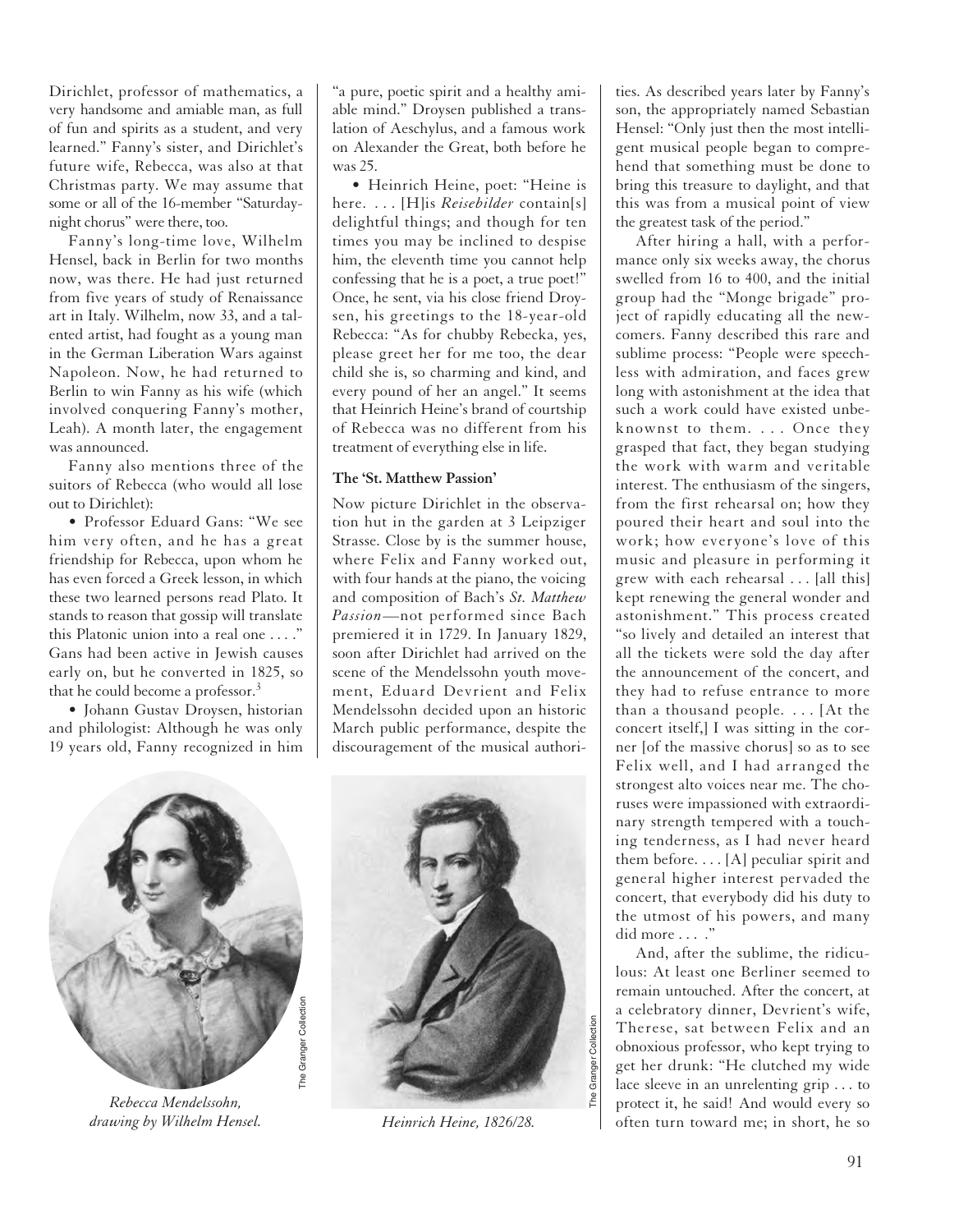Dirichlet, professor of mathematics, a very handsome and amiable man, as full of fun and spirits as a student, and very learned." Fanny's sister, and Dirichlet's future wife, Rebecca, was also at that Christmas party. We may assume that some or all of the 16-member "Saturday-night chorus" were there, too.

Fanny's long-time love, Wilhelm Hensel, back in Berlin for two months now, was there. He had just returned from five years of study of Renaissance art in Italy. Wilhelm, now 33, and a talented artist, had fought as a young man in the German Liberation Wars against Napoleon. Now, he had returned to Berlin to win Fanny as his wife (which involved conquering Fanny's mother, Leah). A month later, the engagement was announced.

Fanny also mentions three of the suitors of Rebecca (who would all lose out to Dirichlet):

• Professor Eduard Gans: "We see him very often, and he has a great friendship for Rebecca, upon whom he has even forced a Greek lesson, in which these two learned persons read Plato. It stands to reason that gossip will translate this Platonic union into a real one . . . ." Gans had been active in Jewish causes early on, but he converted in 1825, so that he could become a professor.[3]

• Johann Gustav Droysen, historian and philologist: Although he was only 19 years old, Fanny recognized in him "a pure, poetic spirit and a healthy amiable mind." Droysen published a translation of Aeschylus, and a famous work on Alexander the Great, both before he was 25.

• Heinrich Heine, poet: "Heine is here. . . . [H]is *Reisebilder* contain[s] delightful things; and though for ten times you may be inclined to despise him, the eleventh time you cannot help confessing that he is a poet, a true poet!" Once, he sent, via his close friend Droysen, his greetings to the 18-year-old Rebecca: "As for chubby Rebecka, yes, please greet her for me too, the dear child she is, so charming and kind, and every pound of her an angel." It seems that Heinrich Heine's brand of courtship of Rebecca was no different from his treatment of everything else in life.

*Rebecca Mendelssohn, drawing by Wilhelm Hensel.*

*Heinrich Heine, 1826/28.*

### The 'St. Matthew Passion'

Now picture Dirichlet in the observation hut in the garden at 3 Leipziger Strasse. Close by is the summer house, where Felix and Fanny worked out, with four hands at the piano, the voicing and composition of Bach's *St. Matthew Passion*—not performed since Bach premiered it in 1729. In January 1829, soon after Dirichlet had arrived on the scene of the Mendelssohn youth movement, Eduard Devrient and Felix Mendelssohn decided upon an historic March public performance, despite the discouragement of the musical authorities. As described years later by Fanny's son, the appropriately named Sebastian Hensel: "Only just then the most intelligent musical people began to comprehend that something must be done to bring this treasure to daylight, and that this was from a musical point of view the greatest task of the period."

After hiring a hall, with a performance only six weeks away, the chorus swelled from 16 to 400, and the initial group had the "Monge brigade" project of rapidly educating all the newcomers. Fanny described this rare and sublime process: "People were speechless with admiration, and faces grew long with astonishment at the idea that such a work could have existed unbeknownst to them. . . . Once they grasped that fact, they began studying the work with warm and veritable interest. The enthusiasm of the singers, from the first rehearsal on; how they poured their heart and soul into the work; how everyone's love of this music and pleasure in performing it grew with each rehearsal . . . [all this] kept renewing the general wonder and astonishment." This process created "so lively and detailed an interest that all the tickets were sold the day after the announcement of the concert, and they had to refuse entrance to more than a thousand people. . . . [At the concert itself,] I was sitting in the corner [of the massive chorus] so as to see Felix well, and I had arranged the strongest alto voices near me. The choruses were impassioned with extraordinary strength tempered with a touching tenderness, as I had never heard them before. . . . [A] peculiar spirit and general higher interest pervaded the concert, that everybody did his duty to the utmost of his powers, and many did more . . . ."

And, after the sublime, the ridiculous: At least one Berliner seemed to remain untouched. After the concert, at a celebratory dinner, Devrient's wife, Therese, sat between Felix and an obnoxious professor, who kept trying to get her drunk: "He clutched my wide lace sleeve in an unrelenting grip . . . to protect it, he said! And would every so often turn toward me; in short, he so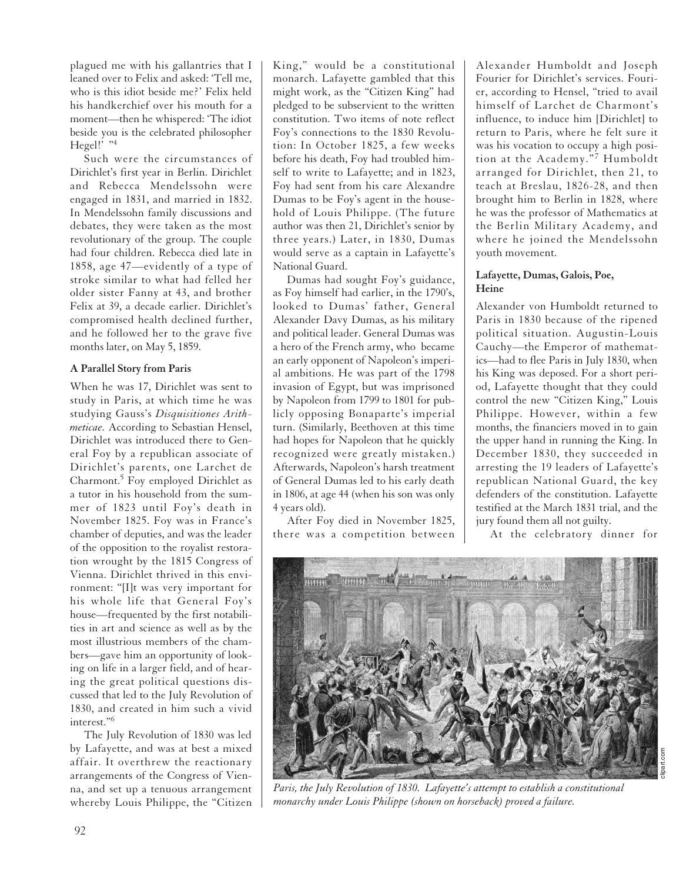plagued me with his gallantries that I leaned over to Felix and asked: 'Tell me, who is this idiot beside me?' Felix held his handkerchief over his mouth for a moment—then he whispered: 'The idiot beside you is the celebrated philosopher Hegel!' "[4]

Such were the circumstances of Dirichlet's first year in Berlin. Dirichlet and Rebecca Mendelssohn were engaged in 1831, and married in 1832. In Mendelssohn family discussions and debates, they were taken as the most revolutionary of the group. The couple had four children. Rebecca died late in 1858, age 47—evidently of a type of stroke similar to what had felled her older sister Fanny at 43, and brother Felix at 39, a decade earlier. Dirichlet's compromised health declined further, and he followed her to the grave five months later, on May 5, 1859.

### A Parallel Story from Paris

When he was 17, Dirichlet was sent to study in Paris, at which time he was studying Gauss's *Disquisitiones Arithmeticae*. According to Sebastian Hensel, Dirichlet was introduced there to General Foy by a republican associate of Dirichlet's parents, one Larchet de Charmont.[5] Foy employed Dirichlet as a tutor in his household from the summer of 1823 until Foy's death in November 1825. Foy was in France's chamber of deputies, and was the leader of the opposition to the royalist restoration wrought by the 1815 Congress of Vienna. Dirichlet thrived in this environment: "[I]t was very important for his whole life that General Foy's house—frequented by the first notabilities in art and science as well as by the most illustrious members of the chambers—gave him an opportunity of looking on life in a larger field, and of hearing the great political questions discussed that led to the July Revolution of 1830, and created in him such a vivid interest."[6]

The July Revolution of 1830 was led by Lafayette, and was at best a mixed affair. It overthrew the reactionary arrangements of the Congress of Vienna, and set up a tenuous arrangement whereby Louis Philippe, the "Citizen King," would be a constitutional monarch. Lafayette gambled that this might work, as the "Citizen King" had pledged to be subservient to the written constitution. Two items of note reflect Foy's connections to the 1830 Revolution: In October 1825, a few weeks before his death, Foy had troubled himself to write to Lafayette; and in 1823, Foy had sent from his care Alexandre Dumas to be Foy's agent in the household of Louis Philippe. (The future author was then 21, Dirichlet's senior by three years.) Later, in 1830, Dumas would serve as a captain in Lafayette's National Guard.

Dumas had sought Foy's guidance, as Foy himself had earlier, in the 1790's, looked to Dumas' father, General Alexander Davy Dumas, as his military and political leader. General Dumas was a hero of the French army, who became an early opponent of Napoleon's imperial ambitions. He was part of the 1798 invasion of Egypt, but was imprisoned by Napoleon from 1799 to 1801 for publicly opposing Bonaparte's imperial turn. (Similarly, Beethoven at this time had hopes for Napoleon that he quickly recognized were greatly mistaken.) Afterwards, Napoleon's harsh treatment of General Dumas led to his early death in 1806, at age 44 (when his son was only 4 years old).

After Foy died in November 1825, there was a competition between Alexander Humboldt and Joseph Fourier for Dirichlet's services. Fourier, according to Hensel, "tried to avail himself of Larchet de Charmont's influence, to induce him [Dirichlet] to return to Paris, where he felt sure it was his vocation to occupy a high position at the Academy."[7] Humboldt arranged for Dirichlet, then 21, to teach at Breslau, 1826-28, and then brought him to Berlin in 1828, where he was the professor of Mathematics at the Berlin Military Academy, and where he joined the Mendelssohn youth movement.

### Lafayette, Dumas, Galois, Poe, Heine

Alexander von Humboldt returned to Paris in 1830 because of the ripened political situation. Augustin-Louis Cauchy—the Emperor of mathematics—had to flee Paris in July 1830, when his King was deposed. For a short period, Lafayette thought that they could control the new "Citizen King," Louis Philippe. However, within a few months, the financiers moved in to gain the upper hand in running the King. In December 1830, they succeeded in arresting the 19 leaders of Lafayette's republican National Guard, the key defenders of the constitution. Lafayette testified at the March 1831 trial, and the jury found them all not guilty.

At the celebratory dinner for

*Paris, the July Revolution of 1830. Lafayette's attempt to establish a constitutional monarchy under Louis Philippe (shown on horseback) proved a failure.*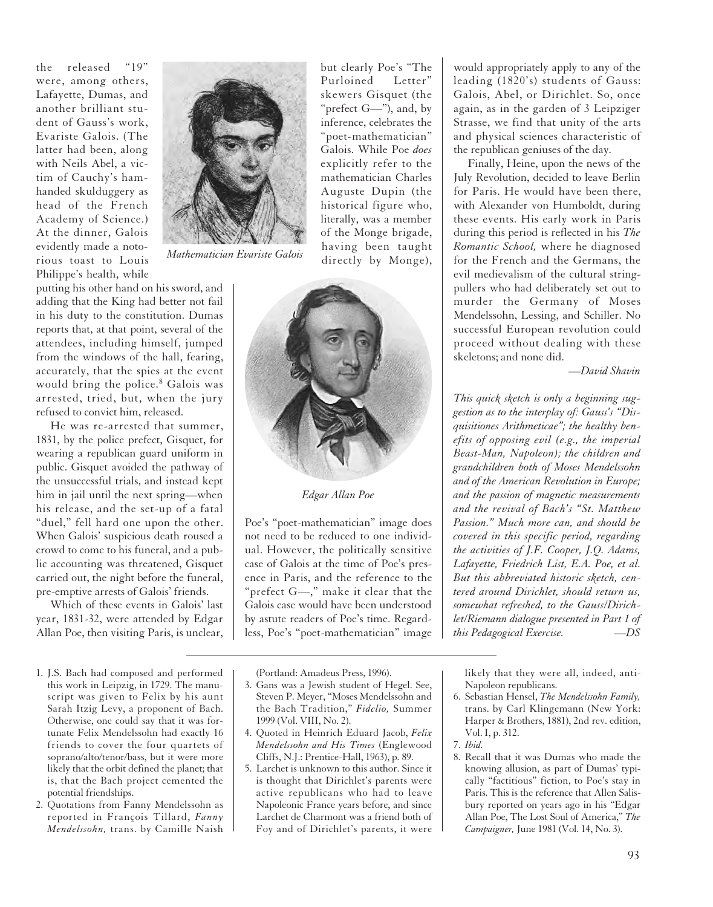the released "19" were, among others, Lafayette, Dumas, and another brilliant student of Gauss's work, Evariste Galois. (The latter had been, along with Neils Abel, a victim of Cauchy's hamhanded skulduggery as head of the French Academy of Science.) At the dinner, Galois evidently made a notorious toast to Louis Philippe's health, while putting his other hand on his sword, and adding that the King had better not fail in his duty to the constitution. Dumas reports that, at that point, several of the attendees, including himself, jumped from the windows of the hall, fearing, accurately, that the spies at the event would bring the police.[8] Galois was arrested, tried, but, when the jury refused to convict him, released.

*Mathematician Evariste Galois*

He was re-arrested that summer, 1831, by the police prefect, Gisquet, for wearing a republican guard uniform in public. Gisquet avoided the pathway of the unsuccessful trials, and instead kept him in jail until the next spring—when his release, and the set-up of a fatal "duel," fell hard one upon the other. When Galois' suspicious death roused a crowd to come to his funeral, and a public accounting was threatened, Gisquet carried out, the night before the funeral, pre-emptive arrests of Galois' friends.

Which of these events in Galois' last year, 1831-32, were attended by Edgar Allan Poe, then visiting Paris, is unclear, but clearly Poe's "The Purloined Letter" skewers Gisquet (the "prefect G—"), and, by inference, celebrates the "poet-mathematician" Galois. While Poe *does* explicitly refer to the mathematician Charles Auguste Dupin (the historical figure who, literally, was a member of the Monge brigade, having been taught directly by Monge),

*Edgar Allan Poe*

Poe's "poet-mathematician" image does not need to be reduced to one individual. However, the politically sensitive case of Galois at the time of Poe's presence in Paris, and the reference to the "prefect G—," make it clear that the Galois case would have been understood by astute readers of Poe's time. Regardless, Poe's "poet-mathematician" image would appropriately apply to any of the leading (1820's) students of Gauss: Galois, Abel, or Dirichlet. So, once again, as in the garden of 3 Leipziger Strasse, we find that unity of the arts and physical sciences characteristic of the republican geniuses of the day.

Finally, Heine, upon the news of the July Revolution, decided to leave Berlin for Paris. He would have been there, with Alexander von Humboldt, during these events. His early work in Paris during this period is reflected in his *The Romantic School,* where he diagnosed for the French and the Germans, the evil medievalism of the cultural string-pullers who had deliberately set out to murder the Germany of Moses Mendelssohn, Lessing, and Schiller. No successful European revolution could proceed without dealing with these skeletons; and none did.

—*David Shavin*

*This quick sketch is only a beginning suggestion as to the interplay of: Gauss's "Disquisitiones Arithmeticae"; the healthy benefits of opposing evil (e.g., the imperial Beast-Man, Napoleon); the children and grandchildren both of Moses Mendelssohn and of the American Revolution in Europe; and the passion of magnetic measurements and the revival of Bach's "St. Matthew Passion." Much more can, and should be covered in this specific period, regarding the activities of J.F. Cooper, J.Q. Adams, Lafayette, Friedrich List, E.A. Poe, et al. But this abbreviated historic sketch, centered around Dirichlet, should return us, somewhat refreshed, to the Gauss/Dirichlet/Riemann dialogue presented in Part 1 of this Pedagogical Exercise.* —*DS*

---

1. J.S. Bach had composed and performed this work in Leipzig, in 1729. The manuscript was given to Felix by his aunt Sarah Itzig Levy, a proponent of Bach. Otherwise, one could say that it was fortunate Felix Mendelssohn had exactly 16 friends to cover the four quartets of soprano/alto/tenor/bass, but it were more likely that the orbit defined the planet; that is, that the Bach project cemented the potential friendships.
2. Quotations from Fanny Mendelssohn as reported in François Tillard, *Fanny Mendelssohn,* trans. by Camille Naish (Portland: Amadeus Press, 1996).
3. Gans was a Jewish student of Hegel. See, Steven P. Meyer, "Moses Mendelssohn and the Bach Tradition," *Fidelio,* Summer 1999 (Vol. VIII, No. 2).
4. Quoted in Heinrich Eduard Jacob, *Felix Mendelssohn and His Times* (Englewood Cliffs, N.J.: Prentice-Hall, 1963), p. 89.
5. Larchet is unknown to this author. Since it is thought that Dirichlet's parents were active republicans who had to leave Napoleonic France years before, and since Larchet de Charmont was a friend both of Foy and of Dirichlet's parents, it were likely that they were all, indeed, anti-Napoleon republicans.
6. Sebastian Hensel, *The Mendelssohn Family,* trans. by Carl Klingemann (New York: Harper & Brothers, 1881), 2nd rev. edition, Vol. I, p. 312.
7. *Ibid.*
8. Recall that it was Dumas who made the knowing allusion, as part of Dumas' typically "factitious" fiction, to Poe's stay in Paris. This is the reference that Allen Salisbury reported on years ago in his "Edgar Allan Poe, The Lost Soul of America," *The Campaigner,* June 1981 (Vol. 14, No. 3).